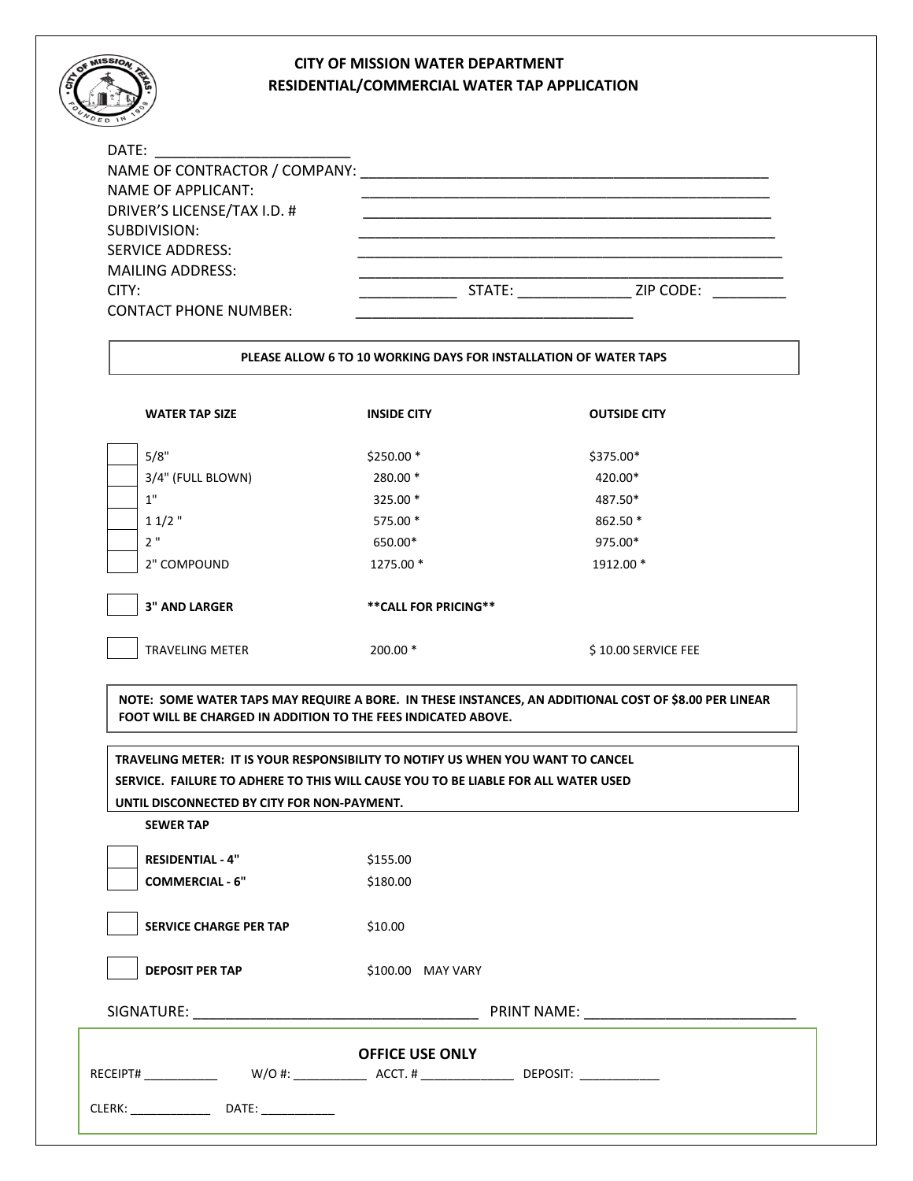# CITY OF MISSION WATER DEPARTMENT
## RESIDENTIAL/COMMERCIAL WATER TAP APPLICATION

DATE: ________________________

NAME OF CONTRACTOR / COMPANY: ____________________________________________________

NAME OF APPLICANT: ____________________________________________________

DRIVER'S LICENSE/TAX I.D. # ____________________________________________________

SUBDIVISION: ____________________________________________________

SERVICE ADDRESS: ____________________________________________________

MAILING ADDRESS: ____________________________________________________

CITY: ____________ STATE: ______________ ZIP CODE: _________

CONTACT PHONE NUMBER: __________________________________

**PLEASE ALLOW 6 TO 10 WORKING DAYS FOR INSTALLATION OF WATER TAPS**

| | WATER TAP SIZE | INSIDE CITY | OUTSIDE CITY |
|---|---|---|---|
| ☐ | 5/8" | $250.00 * | $375.00* |
| ☐ | 3/4" (FULL BLOWN) | 280.00 * | 420.00* |
| ☐ | 1" | 325.00 * | 487.50* |
| ☐ | 1 1/2 " | 575.00 * | 862.50 * |
| ☐ | 2 " | 650.00* | 975.00* |
| ☐ | 2" COMPOUND | 1275.00 * | 1912.00 * |
| ☐ | **3" AND LARGER** | **\*\*CALL FOR PRICING\*\*** | |
| ☐ | TRAVELING METER | 200.00 * | $ 10.00 SERVICE FEE |

**NOTE: SOME WATER TAPS MAY REQUIRE A BORE. IN THESE INSTANCES, AN ADDITIONAL COST OF $8.00 PER LINEAR FOOT WILL BE CHARGED IN ADDITION TO THE FEES INDICATED ABOVE.**

**TRAVELING METER: IT IS YOUR RESPONSIBILITY TO NOTIFY US WHEN YOU WANT TO CANCEL SERVICE. FAILURE TO ADHERE TO THIS WILL CAUSE YOU TO BE LIABLE FOR ALL WATER USED UNTIL DISCONNECTED BY CITY FOR NON-PAYMENT.**

**SEWER TAP**

| | | |
|---|---|---|
| ☐ | **RESIDENTIAL - 4"** | $155.00 |
| ☐ | **COMMERCIAL - 6"** | $180.00 |
| ☐ | **SERVICE CHARGE PER TAP** | $10.00 |
| ☐ | **DEPOSIT PER TAP** | $100.00 MAY VARY |

SIGNATURE: ___________________________________ PRINT NAME: __________________________

**OFFICE USE ONLY**

RECEIPT# ___________ W/O #: ___________ ACCT. # ______________ DEPOSIT: ____________

CLERK: ____________ DATE: ___________